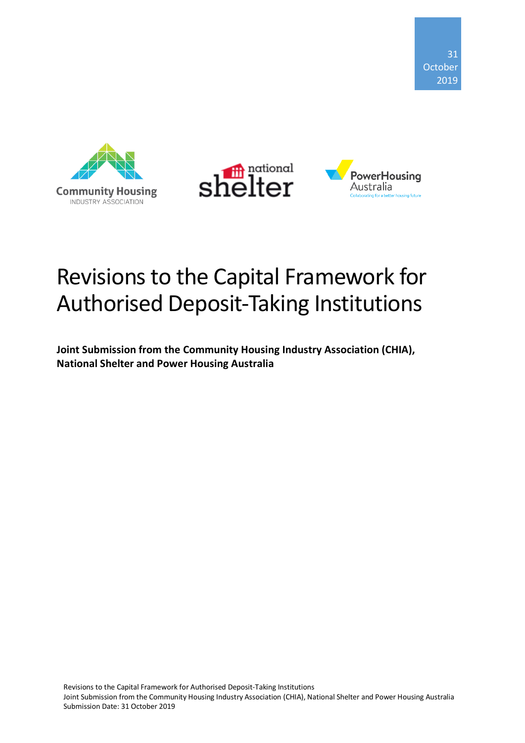31 October 2019

Community Housing INDUSTRY ASSOCIATION

national shelter

PowerHousing Australia
Collaborating for a better housing future

# Revisions to the Capital Framework for Authorised Deposit-Taking Institutions

**Joint Submission from the Community Housing Industry Association (CHIA), National Shelter and Power Housing Australia**

Revisions to the Capital Framework for Authorised Deposit-Taking Institutions
Joint Submission from the Community Housing Industry Association (CHIA), National Shelter and Power Housing Australia
Submission Date: 31 October 2019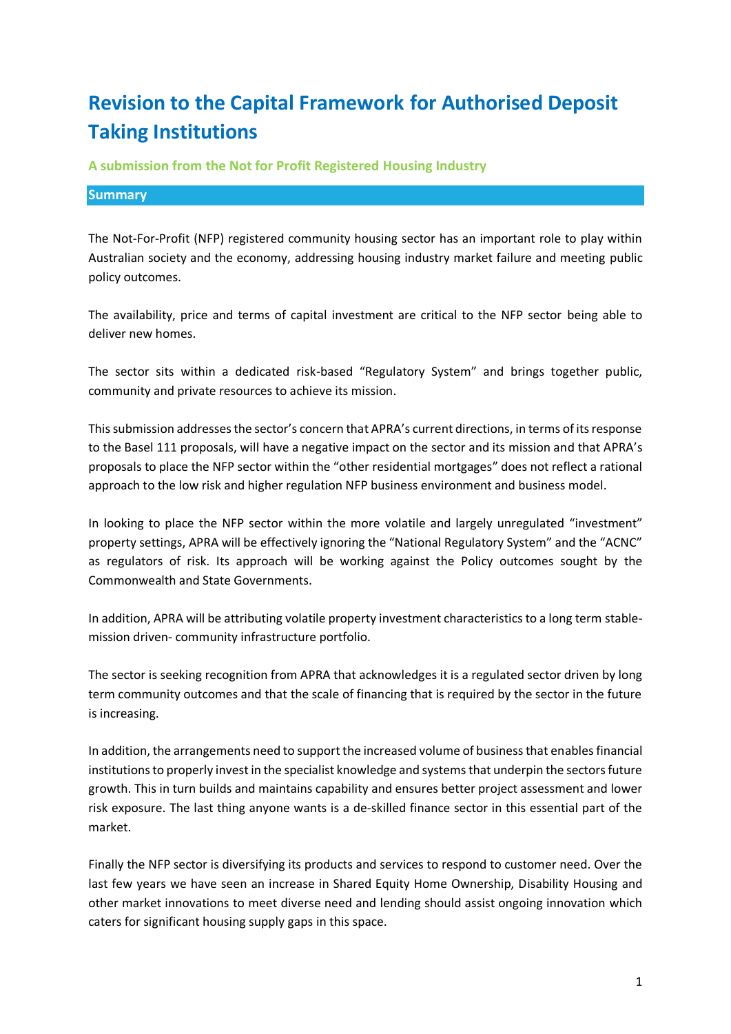# Revision to the Capital Framework for Authorised Deposit Taking Institutions

### A submission from the Not for Profit Registered Housing Industry

## Summary

The Not-For-Profit (NFP) registered community housing sector has an important role to play within Australian society and the economy, addressing housing industry market failure and meeting public policy outcomes.

The availability, price and terms of capital investment are critical to the NFP sector being able to deliver new homes.

The sector sits within a dedicated risk-based "Regulatory System" and brings together public, community and private resources to achieve its mission.

This submission addresses the sector's concern that APRA's current directions, in terms of its response to the Basel 111 proposals, will have a negative impact on the sector and its mission and that APRA's proposals to place the NFP sector within the "other residential mortgages" does not reflect a rational approach to the low risk and higher regulation NFP business environment and business model.

In looking to place the NFP sector within the more volatile and largely unregulated "investment" property settings, APRA will be effectively ignoring the "National Regulatory System" and the "ACNC" as regulators of risk. Its approach will be working against the Policy outcomes sought by the Commonwealth and State Governments.

In addition, APRA will be attributing volatile property investment characteristics to a long term stable-mission driven- community infrastructure portfolio.

The sector is seeking recognition from APRA that acknowledges it is a regulated sector driven by long term community outcomes and that the scale of financing that is required by the sector in the future is increasing.

In addition, the arrangements need to support the increased volume of business that enables financial institutions to properly invest in the specialist knowledge and systems that underpin the sectors future growth. This in turn builds and maintains capability and ensures better project assessment and lower risk exposure. The last thing anyone wants is a de-skilled finance sector in this essential part of the market.

Finally the NFP sector is diversifying its products and services to respond to customer need. Over the last few years we have seen an increase in Shared Equity Home Ownership, Disability Housing and other market innovations to meet diverse need and lending should assist ongoing innovation which caters for significant housing supply gaps in this space.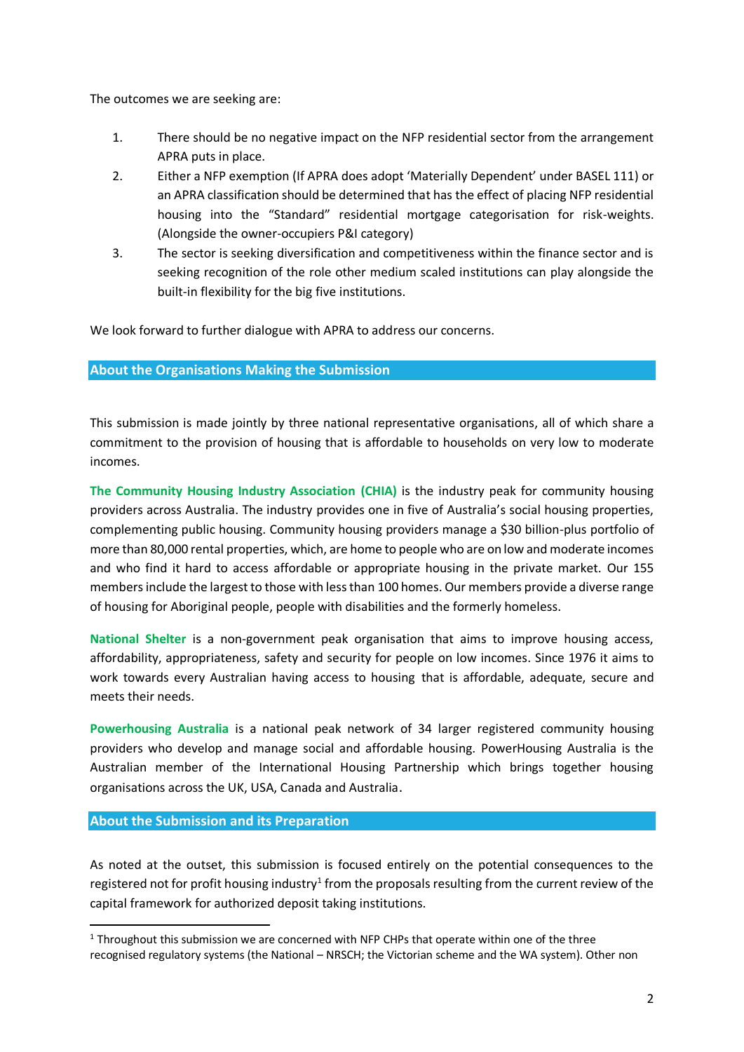The outcomes we are seeking are:

1. There should be no negative impact on the NFP residential sector from the arrangement APRA puts in place.
2. Either a NFP exemption (If APRA does adopt 'Materially Dependent' under BASEL 111) or an APRA classification should be determined that has the effect of placing NFP residential housing into the "Standard" residential mortgage categorisation for risk-weights. (Alongside the owner-occupiers P&I category)
3. The sector is seeking diversification and competitiveness within the finance sector and is seeking recognition of the role other medium scaled institutions can play alongside the built-in flexibility for the big five institutions.

We look forward to further dialogue with APRA to address our concerns.

## About the Organisations Making the Submission

This submission is made jointly by three national representative organisations, all of which share a commitment to the provision of housing that is affordable to households on very low to moderate incomes.

**The Community Housing Industry Association (CHIA)** is the industry peak for community housing providers across Australia. The industry provides one in five of Australia's social housing properties, complementing public housing. Community housing providers manage a $30 billion-plus portfolio of more than 80,000 rental properties, which, are home to people who are on low and moderate incomes and who find it hard to access affordable or appropriate housing in the private market. Our 155 members include the largest to those with less than 100 homes. Our members provide a diverse range of housing for Aboriginal people, people with disabilities and the formerly homeless.

**National Shelter** is a non-government peak organisation that aims to improve housing access, affordability, appropriateness, safety and security for people on low incomes. Since 1976 it aims to work towards every Australian having access to housing that is affordable, adequate, secure and meets their needs.

**Powerhousing Australia** is a national peak network of 34 larger registered community housing providers who develop and manage social and affordable housing. PowerHousing Australia is the Australian member of the International Housing Partnership which brings together housing organisations across the UK, USA, Canada and Australia.

## About the Submission and its Preparation

As noted at the outset, this submission is focused entirely on the potential consequences to the registered not for profit housing industry[1] from the proposals resulting from the current review of the capital framework for authorized deposit taking institutions.

[1] Throughout this submission we are concerned with NFP CHPs that operate within one of the three recognised regulatory systems (the National – NRSCH; the Victorian scheme and the WA system). Other non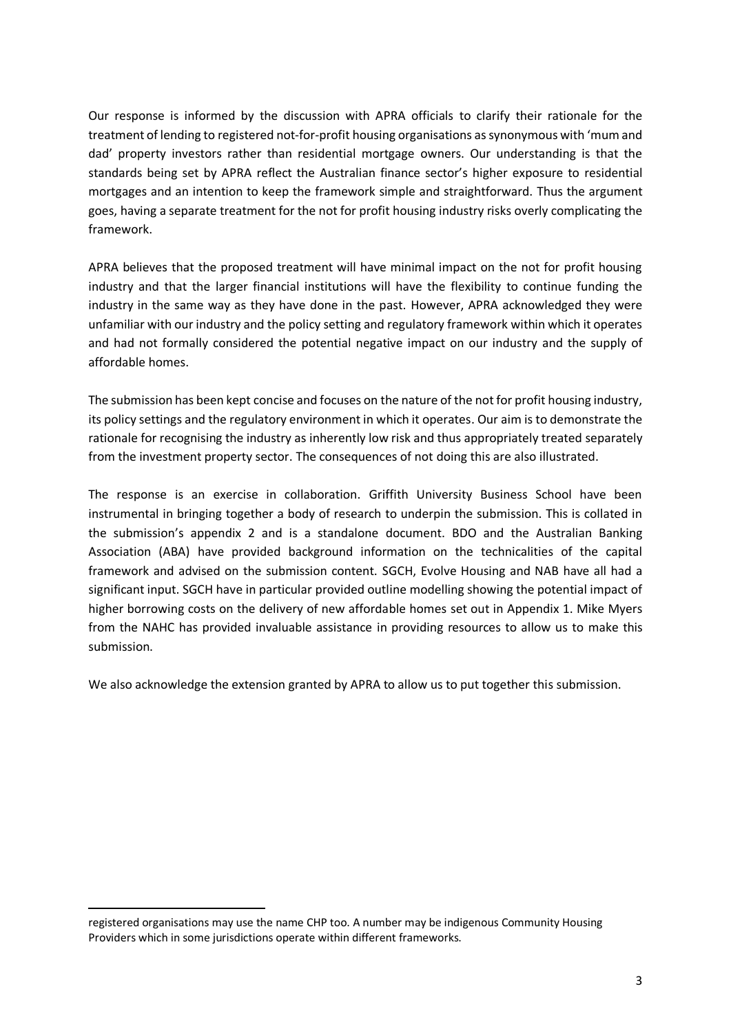Our response is informed by the discussion with APRA officials to clarify their rationale for the treatment of lending to registered not-for-profit housing organisations as synonymous with 'mum and dad' property investors rather than residential mortgage owners. Our understanding is that the standards being set by APRA reflect the Australian finance sector's higher exposure to residential mortgages and an intention to keep the framework simple and straightforward. Thus the argument goes, having a separate treatment for the not for profit housing industry risks overly complicating the framework.

APRA believes that the proposed treatment will have minimal impact on the not for profit housing industry and that the larger financial institutions will have the flexibility to continue funding the industry in the same way as they have done in the past. However, APRA acknowledged they were unfamiliar with our industry and the policy setting and regulatory framework within which it operates and had not formally considered the potential negative impact on our industry and the supply of affordable homes.

The submission has been kept concise and focuses on the nature of the not for profit housing industry, its policy settings and the regulatory environment in which it operates. Our aim is to demonstrate the rationale for recognising the industry as inherently low risk and thus appropriately treated separately from the investment property sector. The consequences of not doing this are also illustrated.

The response is an exercise in collaboration. Griffith University Business School have been instrumental in bringing together a body of research to underpin the submission. This is collated in the submission's appendix 2 and is a standalone document. BDO and the Australian Banking Association (ABA) have provided background information on the technicalities of the capital framework and advised on the submission content. SGCH, Evolve Housing and NAB have all had a significant input. SGCH have in particular provided outline modelling showing the potential impact of higher borrowing costs on the delivery of new affordable homes set out in Appendix 1. Mike Myers from the NAHC has provided invaluable assistance in providing resources to allow us to make this submission.

We also acknowledge the extension granted by APRA to allow us to put together this submission.

---

registered organisations may use the name CHP too. A number may be indigenous Community Housing Providers which in some jurisdictions operate within different frameworks.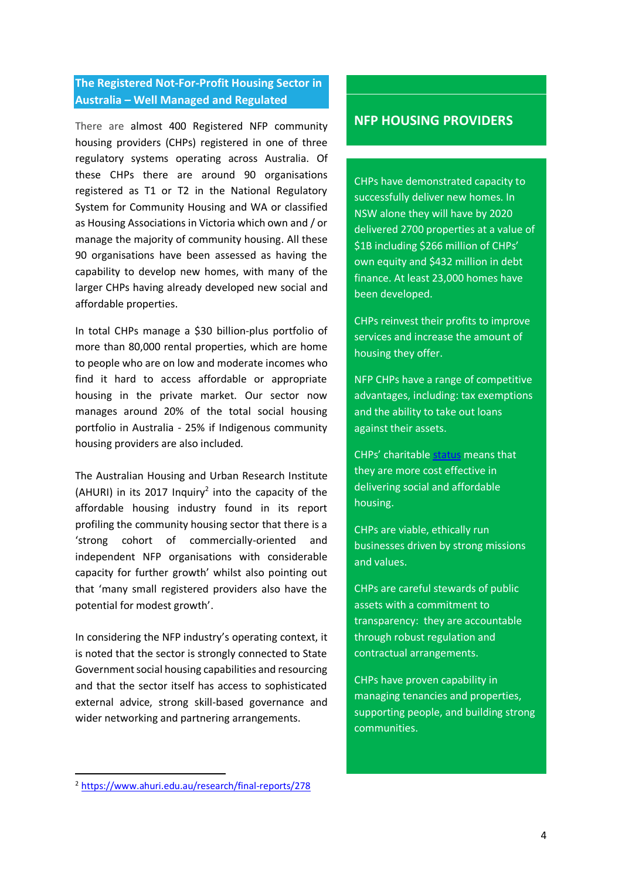## The Registered Not-For-Profit Housing Sector in Australia – Well Managed and Regulated

There are almost 400 Registered NFP community housing providers (CHPs) registered in one of three regulatory systems operating across Australia. Of these CHPs there are around 90 organisations registered as T1 or T2 in the National Regulatory System for Community Housing and WA or classified as Housing Associations in Victoria which own and / or manage the majority of community housing. All these 90 organisations have been assessed as having the capability to develop new homes, with many of the larger CHPs having already developed new social and affordable properties.

In total CHPs manage a $30 billion-plus portfolio of more than 80,000 rental properties, which are home to people who are on low and moderate incomes who find it hard to access affordable or appropriate housing in the private market. Our sector now manages around 20% of the total social housing portfolio in Australia - 25% if Indigenous community housing providers are also included.

The Australian Housing and Urban Research Institute (AHURI) in its 2017 Inquiry[2] into the capacity of the affordable housing industry found in its report profiling the community housing sector that there is a 'strong cohort of commercially-oriented and independent NFP organisations with considerable capacity for further growth' whilst also pointing out that 'many small registered providers also have the potential for modest growth'.

In considering the NFP industry's operating context, it is noted that the sector is strongly connected to State Government social housing capabilities and resourcing and that the sector itself has access to sophisticated external advice, strong skill-based governance and wider networking and partnering arrangements.

## NFP HOUSING PROVIDERS

CHPs have demonstrated capacity to successfully deliver new homes. In NSW alone they will have by 2020 delivered 2700 properties at a value of $1B including $266 million of CHPs' own equity and $432 million in debt finance. At least 23,000 homes have been developed.

CHPs reinvest their profits to improve services and increase the amount of housing they offer.

NFP CHPs have a range of competitive advantages, including: tax exemptions and the ability to take out loans against their assets.

CHPs' charitable status means that they are more cost effective in delivering social and affordable housing.

CHPs are viable, ethically run businesses driven by strong missions and values.

CHPs are careful stewards of public assets with a commitment to transparency: they are accountable through robust regulation and contractual arrangements.

CHPs have proven capability in managing tenancies and properties, supporting people, and building strong communities.

---

[2] https://www.ahuri.edu.au/research/final-reports/278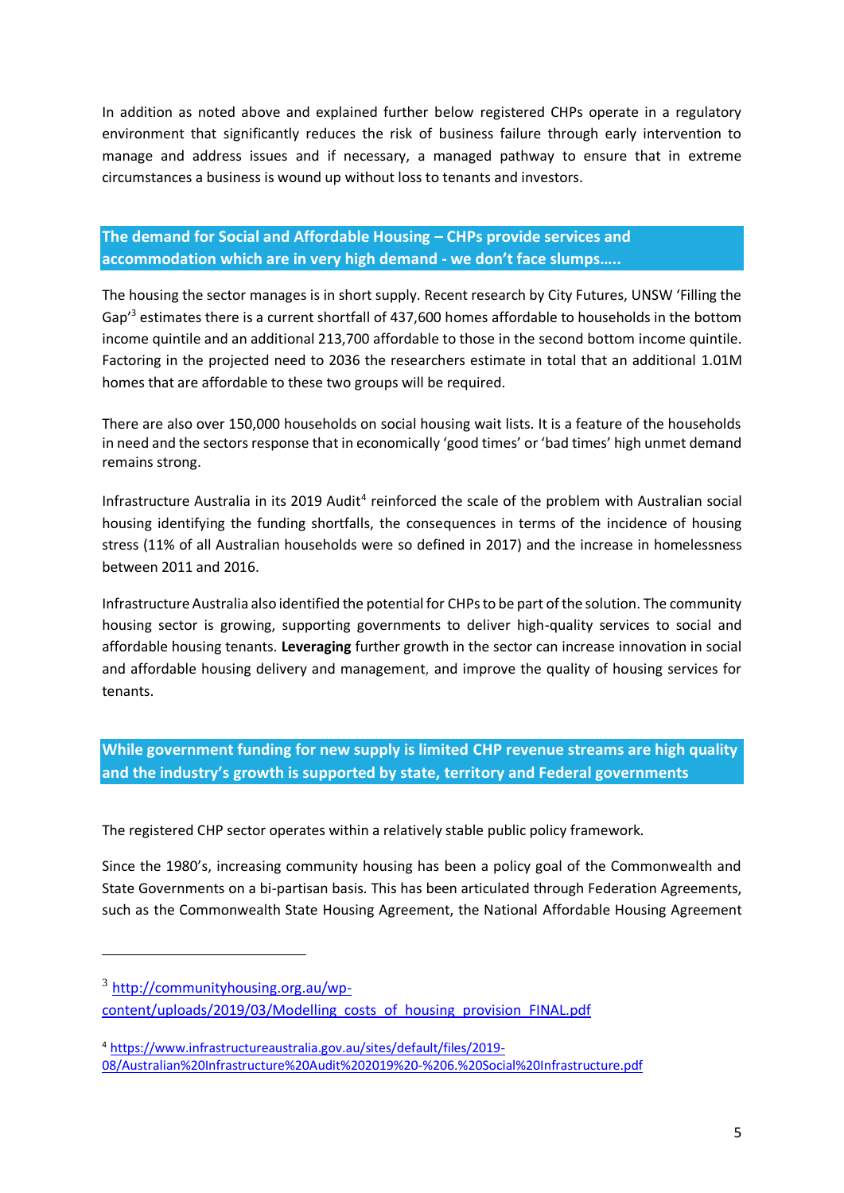In addition as noted above and explained further below registered CHPs operate in a regulatory environment that significantly reduces the risk of business failure through early intervention to manage and address issues and if necessary, a managed pathway to ensure that in extreme circumstances a business is wound up without loss to tenants and investors.

## The demand for Social and Affordable Housing – CHPs provide services and accommodation which are in very high demand - we don't face slumps…..

The housing the sector manages is in short supply. Recent research by City Futures, UNSW 'Filling the Gap'[3] estimates there is a current shortfall of 437,600 homes affordable to households in the bottom income quintile and an additional 213,700 affordable to those in the second bottom income quintile. Factoring in the projected need to 2036 the researchers estimate in total that an additional 1.01M homes that are affordable to these two groups will be required.

There are also over 150,000 households on social housing wait lists. It is a feature of the households in need and the sectors response that in economically 'good times' or 'bad times' high unmet demand remains strong.

Infrastructure Australia in its 2019 Audit[4] reinforced the scale of the problem with Australian social housing identifying the funding shortfalls, the consequences in terms of the incidence of housing stress (11% of all Australian households were so defined in 2017) and the increase in homelessness between 2011 and 2016.

Infrastructure Australia also identified the potential for CHPs to be part of the solution. The community housing sector is growing, supporting governments to deliver high-quality services to social and affordable housing tenants. **Leveraging** further growth in the sector can increase innovation in social and affordable housing delivery and management, and improve the quality of housing services for tenants.

## While government funding for new supply is limited CHP revenue streams are high quality and the industry's growth is supported by state, territory and Federal governments

The registered CHP sector operates within a relatively stable public policy framework.

Since the 1980's, increasing community housing has been a policy goal of the Commonwealth and State Governments on a bi-partisan basis. This has been articulated through Federation Agreements, such as the Commonwealth State Housing Agreement, the National Affordable Housing Agreement

---

[3] http://communityhousing.org.au/wp-content/uploads/2019/03/Modelling_costs_of_housing_provision_FINAL.pdf

[4] https://www.infrastructureaustralia.gov.au/sites/default/files/2019-08/Australian%20Infrastructure%20Audit%202019%20-%206.%20Social%20Infrastructure.pdf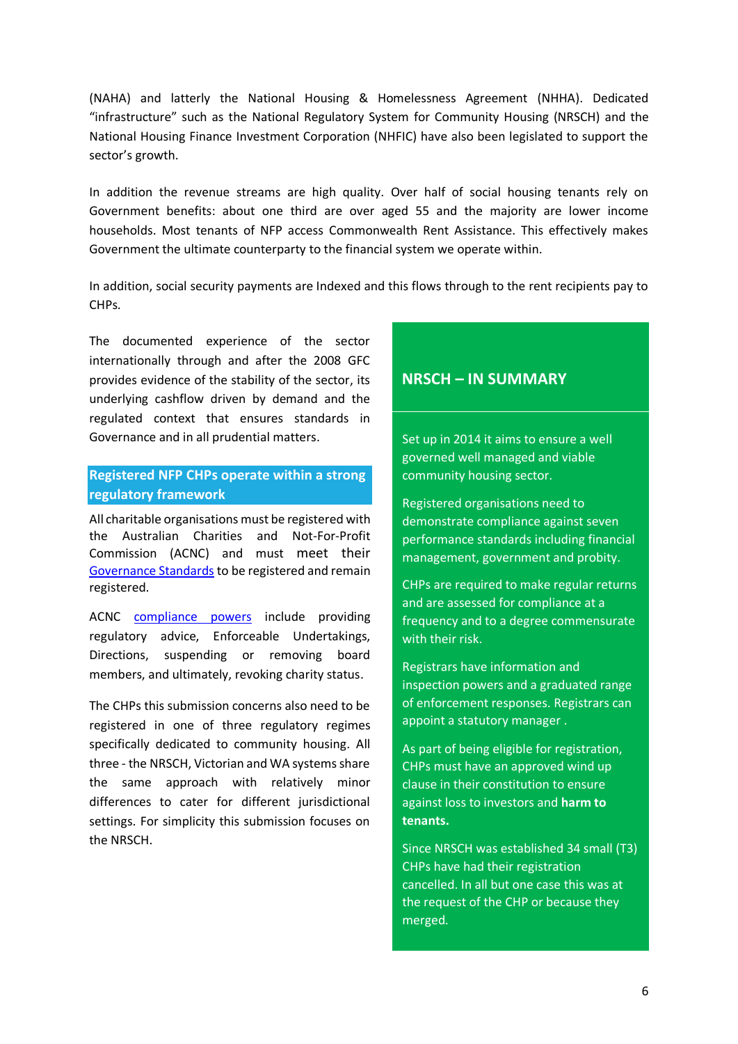(NAHA) and latterly the National Housing & Homelessness Agreement (NHHA). Dedicated "infrastructure" such as the National Regulatory System for Community Housing (NRSCH) and the National Housing Finance Investment Corporation (NHFIC) have also been legislated to support the sector's growth.

In addition the revenue streams are high quality. Over half of social housing tenants rely on Government benefits: about one third are over aged 55 and the majority are lower income households. Most tenants of NFP access Commonwealth Rent Assistance. This effectively makes Government the ultimate counterparty to the financial system we operate within.

In addition, social security payments are Indexed and this flows through to the rent recipients pay to CHPs.

The documented experience of the sector internationally through and after the 2008 GFC provides evidence of the stability of the sector, its underlying cashflow driven by demand and the regulated context that ensures standards in Governance and in all prudential matters.

## Registered NFP CHPs operate within a strong regulatory framework

All charitable organisations must be registered with the Australian Charities and Not-For-Profit Commission (ACNC) and must meet their Governance Standards to be registered and remain registered.

ACNC compliance powers include providing regulatory advice, Enforceable Undertakings, Directions, suspending or removing board members, and ultimately, revoking charity status.

The CHPs this submission concerns also need to be registered in one of three regulatory regimes specifically dedicated to community housing. All three - the NRSCH, Victorian and WA systems share the same approach with relatively minor differences to cater for different jurisdictional settings. For simplicity this submission focuses on the NRSCH.

## NRSCH – IN SUMMARY

Set up in 2014 it aims to ensure a well governed well managed and viable community housing sector.

Registered organisations need to demonstrate compliance against seven performance standards including financial management, government and probity.

CHPs are required to make regular returns and are assessed for compliance at a frequency and to a degree commensurate with their risk.

Registrars have information and inspection powers and a graduated range of enforcement responses. Registrars can appoint a statutory manager .

As part of being eligible for registration, CHPs must have an approved wind up clause in their constitution to ensure against loss to investors and **harm to tenants.**

Since NRSCH was established 34 small (T3) CHPs have had their registration cancelled. In all but one case this was at the request of the CHP or because they merged.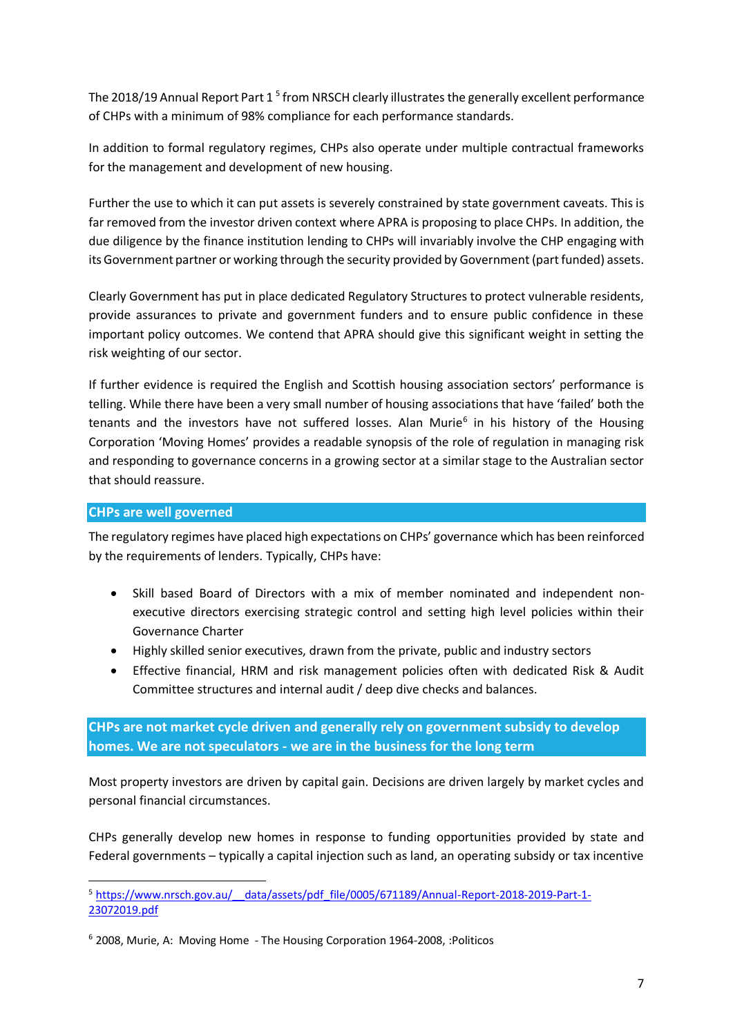The 2018/19 Annual Report Part 1 [5] from NRSCH clearly illustrates the generally excellent performance of CHPs with a minimum of 98% compliance for each performance standards.

In addition to formal regulatory regimes, CHPs also operate under multiple contractual frameworks for the management and development of new housing.

Further the use to which it can put assets is severely constrained by state government caveats. This is far removed from the investor driven context where APRA is proposing to place CHPs. In addition, the due diligence by the finance institution lending to CHPs will invariably involve the CHP engaging with its Government partner or working through the security provided by Government (part funded) assets.

Clearly Government has put in place dedicated Regulatory Structures to protect vulnerable residents, provide assurances to private and government funders and to ensure public confidence in these important policy outcomes. We contend that APRA should give this significant weight in setting the risk weighting of our sector.

If further evidence is required the English and Scottish housing association sectors' performance is telling. While there have been a very small number of housing associations that have 'failed' both the tenants and the investors have not suffered losses. Alan Murie[6] in his history of the Housing Corporation 'Moving Homes' provides a readable synopsis of the role of regulation in managing risk and responding to governance concerns in a growing sector at a similar stage to the Australian sector that should reassure.

## CHPs are well governed

The regulatory regimes have placed high expectations on CHPs' governance which has been reinforced by the requirements of lenders. Typically, CHPs have:

- Skill based Board of Directors with a mix of member nominated and independent non-executive directors exercising strategic control and setting high level policies within their Governance Charter
- Highly skilled senior executives, drawn from the private, public and industry sectors
- Effective financial, HRM and risk management policies often with dedicated Risk & Audit Committee structures and internal audit / deep dive checks and balances.

## CHPs are not market cycle driven and generally rely on government subsidy to develop homes. We are not speculators - we are in the business for the long term

Most property investors are driven by capital gain. Decisions are driven largely by market cycles and personal financial circumstances.

CHPs generally develop new homes in response to funding opportunities provided by state and Federal governments – typically a capital injection such as land, an operating subsidy or tax incentive

[5] https://www.nrsch.gov.au/__data/assets/pdf_file/0005/671189/Annual-Report-2018-2019-Part-1-23072019.pdf

[6] 2008, Murie, A: Moving Home - The Housing Corporation 1964-2008, :Politicos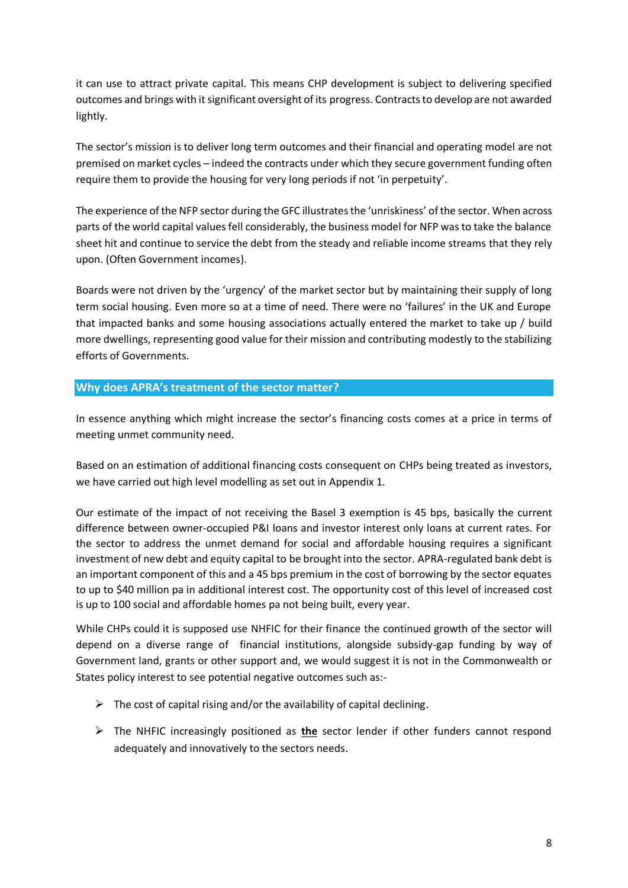it can use to attract private capital. This means CHP development is subject to delivering specified outcomes and brings with it significant oversight of its progress. Contracts to develop are not awarded lightly.

The sector's mission is to deliver long term outcomes and their financial and operating model are not premised on market cycles – indeed the contracts under which they secure government funding often require them to provide the housing for very long periods if not 'in perpetuity'.

The experience of the NFP sector during the GFC illustrates the 'unriskiness' of the sector. When across parts of the world capital values fell considerably, the business model for NFP was to take the balance sheet hit and continue to service the debt from the steady and reliable income streams that they rely upon. (Often Government incomes).

Boards were not driven by the 'urgency' of the market sector but by maintaining their supply of long term social housing. Even more so at a time of need. There were no 'failures' in the UK and Europe that impacted banks and some housing associations actually entered the market to take up / build more dwellings, representing good value for their mission and contributing modestly to the stabilizing efforts of Governments.

## Why does APRA's treatment of the sector matter?

In essence anything which might increase the sector's financing costs comes at a price in terms of meeting unmet community need.

Based on an estimation of additional financing costs consequent on CHPs being treated as investors, we have carried out high level modelling as set out in Appendix 1.

Our estimate of the impact of not receiving the Basel 3 exemption is 45 bps, basically the current difference between owner-occupied P&I loans and investor interest only loans at current rates. For the sector to address the unmet demand for social and affordable housing requires a significant investment of new debt and equity capital to be brought into the sector. APRA-regulated bank debt is an important component of this and a 45 bps premium in the cost of borrowing by the sector equates to up to $40 million pa in additional interest cost. The opportunity cost of this level of increased cost is up to 100 social and affordable homes pa not being built, every year.

While CHPs could it is supposed use NHFIC for their finance the continued growth of the sector will depend on a diverse range of financial institutions, alongside subsidy-gap funding by way of Government land, grants or other support and, we would suggest it is not in the Commonwealth or States policy interest to see potential negative outcomes such as:-

- The cost of capital rising and/or the availability of capital declining.
- The NHFIC increasingly positioned as **<u>the</u>** sector lender if other funders cannot respond adequately and innovatively to the sectors needs.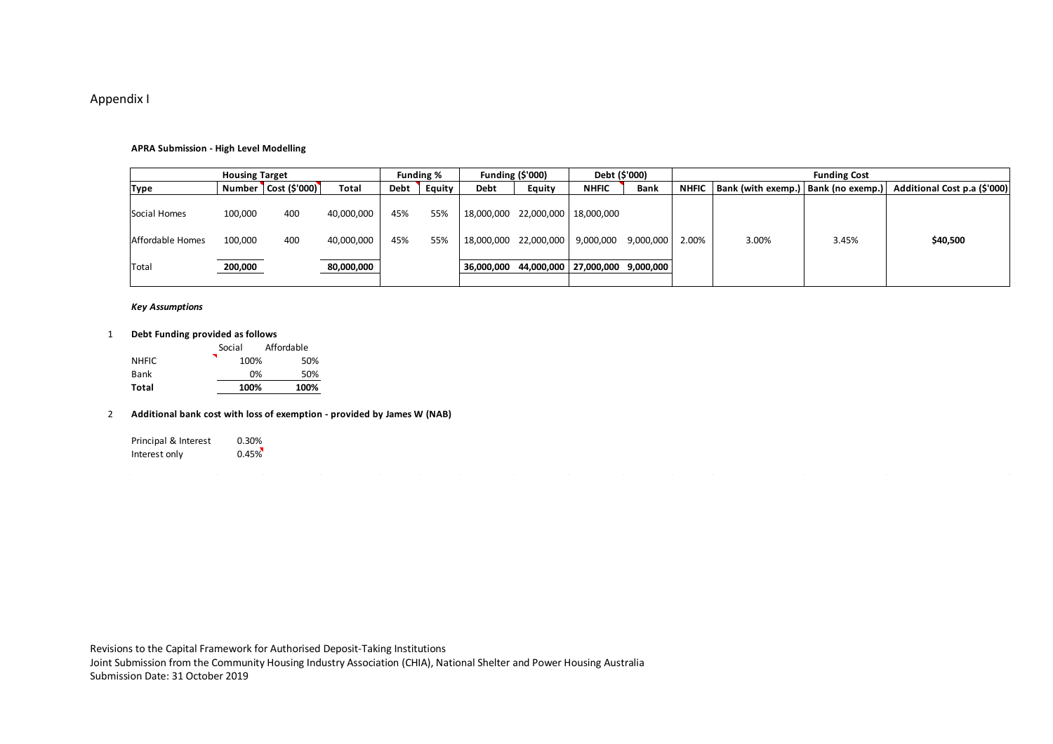# Appendix I

**APRA Submission - High Level Modelling**

| Housing Target | | | | Funding % | | Funding ($'000) | | Debt ($'000) | | Funding Cost | | | |
|---|---|---|---|---|---|---|---|---|---|---|---|---|---|
| **Type** | **Number** | **Cost ($'000)** | **Total** | **Debt** | **Equity** | **Debt** | **Equity** | **NHFIC** | **Bank** | **NHFIC** | **Bank (with exemp.)** | **Bank (no exemp.)** | **Additional Cost p.a ($'000)** |
| Social Homes | 100,000 | 400 | 40,000,000 | 45% | 55% | 18,000,000 | 22,000,000 | 18,000,000 | | | | | |
| Affordable Homes | 100,000 | 400 | 40,000,000 | 45% | 55% | 18,000,000 | 22,000,000 | 9,000,000 | 9,000,000 | 2.00% | 3.00% | 3.45% | **$40,500** |
| Total | **200,000** | | **80,000,000** | | | **36,000,000** | **44,000,000** | **27,000,000** | **9,000,000** | | | | |

***Key Assumptions***

1 **Debt Funding provided as follows**

| | Social | Affordable |
|---|---|---|
| NHFIC | 100% | 50% |
| Bank | 0% | 50% |
| **Total** | **100%** | **100%** |

2 **Additional bank cost with loss of exemption - provided by James W (NAB)**

| | |
|---|---|
| Principal & Interest | 0.30% |
| Interest only | 0.45% |

Revisions to the Capital Framework for Authorised Deposit-Taking Institutions
Joint Submission from the Community Housing Industry Association (CHIA), National Shelter and Power Housing Australia
Submission Date: 31 October 2019